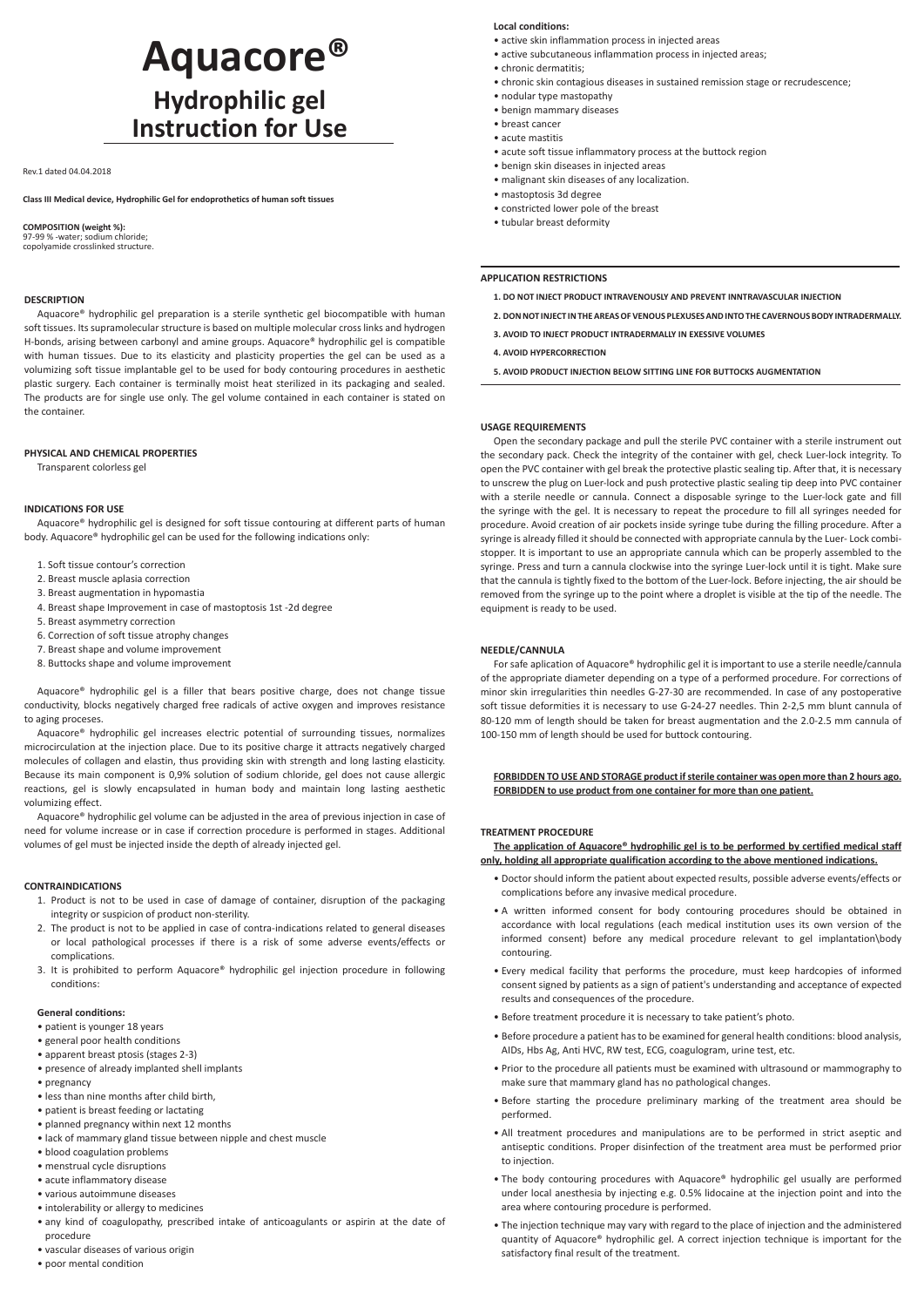# Aquacore®

## Hydrophilic gel Instruction for Use

Rev.1 dated 04.04.2018

**Class III Medical device, Hydrophilic Gel for endoprothetics of human soft tissues**

**COMPOSITION (weight %):**
97-99 % -water; sodium chloride; copolyamide crosslinked structure.

### DESCRIPTION

Aquacore® hydrophilic gel preparation is a sterile synthetic gel biocompatible with human soft tissues. Its supramolecular structure is based on multiple molecular cross links and hydrogen H-bonds, arising between carbonyl and amine groups. Aquacore® hydrophilic gel is compatible with human tissues. Due to its elasticity and plasticity properties the gel can be used as a volumizing soft tissue implantable gel to be used for body contouring procedures in aesthetic plastic surgery. Each container is terminally moist heat sterilized in its packaging and sealed. The products are for single use only. The gel volume contained in each container is stated on the container.

### PHYSICAL AND CHEMICAL PROPERTIES

Transparent colorless gel

### INDICATIONS FOR USE

Aquacore® hydrophilic gel is designed for soft tissue contouring at different parts of human body. Aquacore® hydrophilic gel can be used for the following indications only:

1. Soft tissue contour's correction
2. Breast muscle aplasia correction
3. Breast augmentation in hypomastia
4. Breast shape Improvement in case of mastoptosis 1st -2d degree
5. Breast asymmetry correction
6. Correction of soft tissue atrophy changes
7. Breast shape and volume improvement
8. Buttocks shape and volume improvement

Aquacore® hydrophilic gel is a filler that bears positive charge, does not change tissue conductivity, blocks negatively charged free radicals of active oxygen and improves resistance to aging proceses.

Aquacore® hydrophilic gel increases electric potential of surrounding tissues, normalizes microcirculation at the injection place. Due to its positive charge it attracts negatively charged molecules of collagen and elastin, thus providing skin with strength and long lasting elasticity. Because its main component is 0,9% solution of sodium chloride, gel does not cause allergic reactions, gel is slowly encapsulated in human body and maintain long lasting aesthetic volumizing effect.

Aquacore® hydrophilic gel volume can be adjusted in the area of previous injection in case of need for volume increase or in case if correction procedure is performed in stages. Additional volumes of gel must be injected inside the depth of already injected gel.

### CONTRAINDICATIONS

1. Product is not to be used in case of damage of container, disruption of the packaging integrity or suspicion of product non-sterility.
2. The product is not to be applied in case of contra-indications related to general diseases or local pathological processes if there is a risk of some adverse events/effects or complications.
3. It is prohibited to perform Aquacore® hydrophilic gel injection procedure in following conditions:

**General conditions:**

- patient is younger 18 years
- general poor health conditions
- apparent breast ptosis (stages 2-3)
- presence of already implanted shell implants
- pregnancy
- less than nine months after child birth,
- patient is breast feeding or lactating
- planned pregnancy within next 12 months
- lack of mammary gland tissue between nipple and chest muscle
- blood coagulation problems
- menstrual cycle disruptions
- acute inflammatory disease
- various autoimmune diseases
- intolerability or allergy to medicines
- any kind of coagulopathy, prescribed intake of anticoagulants or aspirin at the date of procedure
- vascular diseases of various origin
- poor mental condition

**Local conditions:**

- active skin inflammation process in injected areas
- active subcutaneous inflammation process in injected areas;
- chronic dermatitis;
- chronic skin contagious diseases in sustained remission stage or recrudescence;
- nodular type mastopathy
- benign mammary diseases
- breast cancer
- acute mastitis
- acute soft tissue inflammatory process at the buttock region
- benign skin diseases in injected areas
- malignant skin diseases of any localization.
- mastoptosis 3d degree
- constricted lower pole of the breast
- tubular breast deformity

### APPLICATION RESTRICTIONS

1. **DO NOT INJECT PRODUCT INTRAVENOUSLY AND PREVENT INNTRAVASCULAR INJECTION**
2. **DON NOT INJECT IN THE AREAS OF VENOUS PLEXUSES AND INTO THE CAVERNOUS BODY INTRADERMALLY.**
3. **AVOID TO INJECT PRODUCT INTRADERMALLY IN EXSESSIVE VOLUMES**
4. **AVOID HYPERCORRECTION**
5. **AVOID PRODUCT INJECTION BELOW SITTING LINE FOR BUTTOCKS AUGMENTATION**

### USAGE REQUIREMENTS

Open the secondary package and pull the sterile PVC container with a sterile instrument out the secondary pack. Check the integrity of the container with gel, check Luer-lock integrity. To open the PVC container with gel break the protective plastic sealing tip. After that, it is necessary to unscrew the plug on Luer-lock and push protective plastic sealing tip deep into PVC container with a sterile needle or cannula. Connect a disposable syringe to the Luer-lock gate and fill the syringe with the gel. It is necessary to repeat the procedure to fill all syringes needed for procedure. Avoid creation of air pockets inside syringe tube during the filling procedure. After a syringe is already filled it should be connected with appropriate cannula by the Luer- Lock combi-stopper. It is important to use an appropriate cannula which can be properly assembled to the syringe. Press and turn a cannula clockwise into the syringe Luer-lock until it is tight. Make sure that the cannula is tightly fixed to the bottom of the Luer-lock. Before injecting, the air should be removed from the syringe up to the point where a droplet is visible at the tip of the needle. The equipment is ready to be used.

### NEEDLE/CANNULA

For safe aplication of Aquacore® hydrophilic gel it is important to use a sterile needle/cannula of the appropriate diameter depending on a type of a performed procedure. For corrections of minor skin irregularities thin needles G-27-30 are recommended. In case of any postoperative soft tissue deformities it is necessary to use G-24-27 needles. Thin 2-2,5 mm blunt cannula of 80-120 mm of length should be taken for breast augmentation and the 2.0-2.5 mm cannula of 100-150 mm of length should be used for buttock contouring.

**FORBIDDEN TO USE AND STORAGE product if sterile container was open more than 2 hours ago. FORBIDDEN to use product from one container for more than one patient.**

### TREATMENT PROCEDURE

**The application of Aquacore® hydrophilic gel is to be performed by certified medical staff only, holding all appropriate qualification according to the above mentioned indications.**

- Doctor should inform the patient about expected results, possible adverse events/effects or complications before any invasive medical procedure.
- A written informed consent for body contouring procedures should be obtained in accordance with local regulations (each medical institution uses its own version of the informed consent) before any medical procedure relevant to gel implantation\body contouring.
- Every medical facility that performs the procedure, must keep hardcopies of informed consent signed by patients as a sign of patient's understanding and acceptance of expected results and consequences of the procedure.
- Before treatment procedure it is necessary to take patient's photo.
- Before procedure a patient has to be examined for general health conditions: blood analysis, AIDs, Hbs Ag, Anti HVC, RW test, ECG, coagulogram, urine test, etc.
- Prior to the procedure all patients must be examined with ultrasound or mammography to make sure that mammary gland has no pathological changes.
- Before starting the procedure preliminary marking of the treatment area should be performed.
- All treatment procedures and manipulations are to be performed in strict aseptic and antiseptic conditions. Proper disinfection of the treatment area must be performed prior to injection.
- The body contouring procedures with Aquacore® hydrophilic gel usually are performed under local anesthesia by injecting e.g. 0.5% lidocaine at the injection point and into the area where contouring procedure is performed.
- The injection technique may vary with regard to the place of injection and the administered quantity of Aquacore® hydrophilic gel. A correct injection technique is important for the satisfactory final result of the treatment.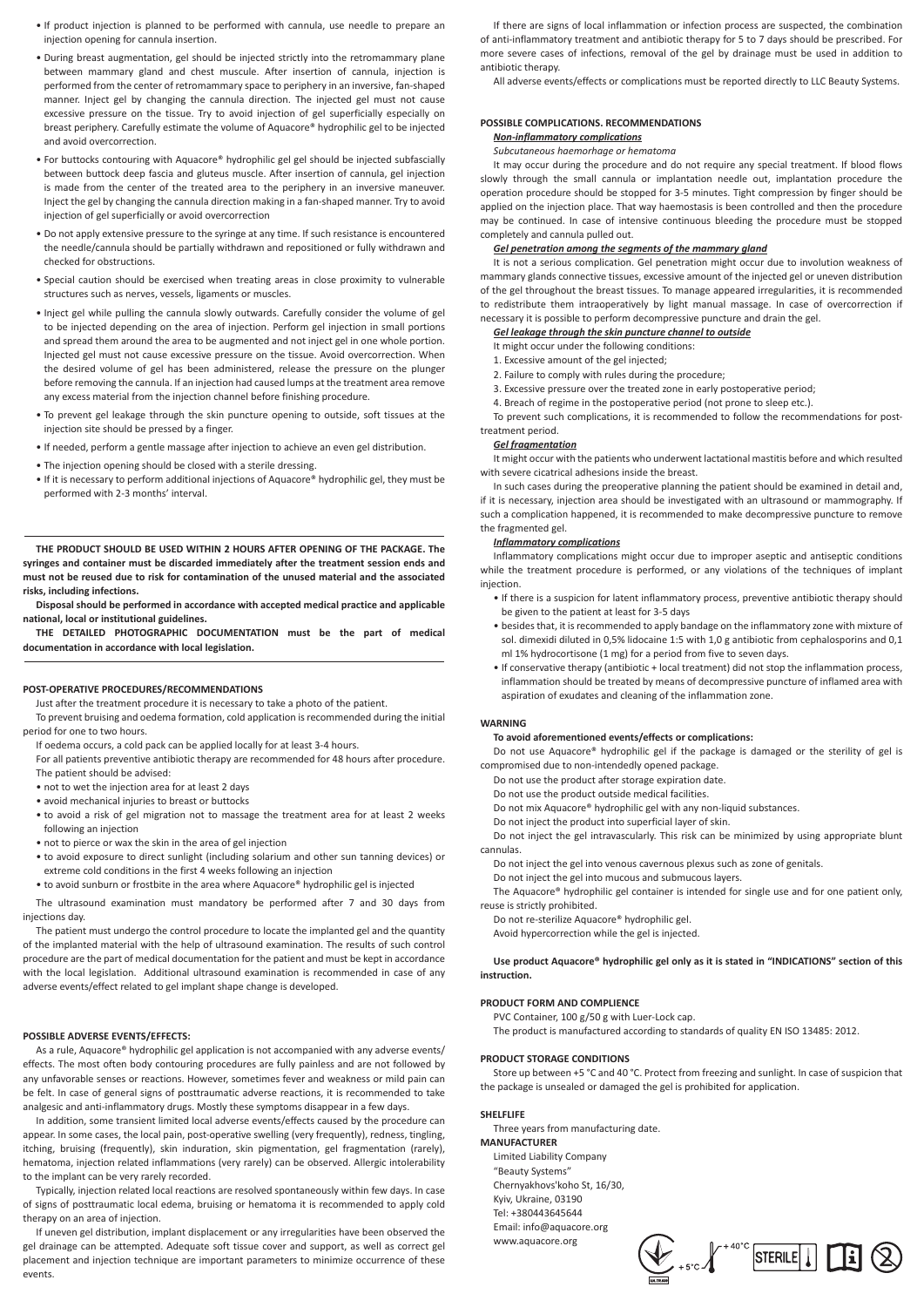- If product injection is planned to be performed with cannula, use needle to prepare an injection opening for cannula insertion.
- During breast augmentation, gel should be injected strictly into the retromammary plane between mammary gland and chest muscule. After insertion of cannula, injection is performed from the center of retromammary space to periphery in an inversive, fan-shaped manner. Inject gel by changing the cannula direction. The injected gel must not cause excessive pressure on the tissue. Try to avoid injection of gel superficially especially on breast periphery. Carefully estimate the volume of Aquacore® hydrophilic gel to be injected and avoid overcorrection.
- For buttocks contouring with Aquacore® hydrophilic gel gel should be injected subfascially between buttock deep fascia and gluteus muscle. After insertion of cannula, gel injection is made from the center of the treated area to the periphery in an inversive maneuver. Inject the gel by changing the cannula direction making in a fan-shaped manner. Try to avoid injection of gel superficially or avoid overcorrection
- Do not apply extensive pressure to the syringe at any time. If such resistance is encountered the needle/cannula should be partially withdrawn and repositioned or fully withdrawn and checked for obstructions.
- Special caution should be exercised when treating areas in close proximity to vulnerable structures such as nerves, vessels, ligaments or muscles.
- Inject gel while pulling the cannula slowly outwards. Carefully consider the volume of gel to be injected depending on the area of injection. Perform gel injection in small portions and spread them around the area to be augmented and not inject gel in one whole portion. Injected gel must not cause excessive pressure on the tissue. Avoid overcorrection. When the desired volume of gel has been administered, release the pressure on the plunger before removing the cannula. If an injection had caused lumps at the treatment area remove any excess material from the injection channel before finishing procedure.
- To prevent gel leakage through the skin puncture opening to outside, soft tissues at the injection site should be pressed by a finger.
- If needed, perform a gentle massage after injection to achieve an even gel distribution.
- The injection opening should be closed with a sterile dressing.
- If it is necessary to perform additional injections of Aquacore® hydrophilic gel, they must be performed with 2-3 months' interval.

---

**THE PRODUCT SHOULD BE USED WITHIN 2 HOURS AFTER OPENING OF THE PACKAGE. The syringes and container must be discarded immediately after the treatment session ends and must not be reused due to risk for contamination of the unused material and the associated risks, including infections.**

**Disposal should be performed in accordance with accepted medical practice and applicable national, local or institutional guidelines.**

**THE DETAILED PHOTOGRAPHIC DOCUMENTATION must be the part of medical documentation in accordance with local legislation.**

---

**POST-OPERATIVE PROCEDURES/RECOMMENDATIONS**

Just after the treatment procedure it is necessary to take a photo of the patient.

To prevent bruising and oedema formation, cold application is recommended during the initial period for one to two hours.

If oedema occurs, a cold pack can be applied locally for at least 3-4 hours.

For all patients preventive antibiotic therapy are recommended for 48 hours after procedure. The patient should be advised:

- not to wet the injection area for at least 2 days
- avoid mechanical injuries to breast or buttocks
- to avoid a risk of gel migration not to massage the treatment area for at least 2 weeks following an injection
- not to pierce or wax the skin in the area of gel injection
- to avoid exposure to direct sunlight (including solarium and other sun tanning devices) or extreme cold conditions in the first 4 weeks following an injection
- to avoid sunburn or frostbite in the area where Aquacore® hydrophilic gel is injected

The ultrasound examination must mandatory be performed after 7 and 30 days from injections day.

The patient must undergo the control procedure to locate the implanted gel and the quantity of the implanted material with the help of ultrasound examination. The results of such control procedure are the part of medical documentation for the patient and must be kept in accordance with the local legislation. Additional ultrasound examination is recommended in case of any adverse events/effect related to gel implant shape change is developed.

**POSSIBLE ADVERSE EVENTS/EFFECTS:**

As a rule, Aquacore® hydrophilic gel application is not accompanied with any adverse events/effects. The most often body contouring procedures are fully painless and are not followed by any unfavorable senses or reactions. However, sometimes fever and weakness or mild pain can be felt. In case of general signs of posttraumatic adverse reactions, it is recommended to take analgesic and anti-inflammatory drugs. Mostly these symptoms disappear in a few days.

In addition, some transient limited local adverse events/effects caused by the procedure can appear. In some cases, the local pain, post-operative swelling (very frequently), redness, tingling, itching, bruising (frequently), skin induration, skin pigmentation, gel fragmentation (rarely), hematoma, injection related inflammations (very rarely) can be observed. Allergic intolerability to the implant can be very rarely recorded.

Typically, injection related local reactions are resolved spontaneously within few days. In case of signs of posttraumatic local edema, bruising or hematoma it is recommended to apply cold therapy on an area of injection.

If uneven gel distribution, implant displacement or any irregularities have been observed the gel drainage can be attempted. Adequate soft tissue cover and support, as well as correct gel placement and injection technique are important parameters to minimize occurrence of these events.

If there are signs of local inflammation or infection process are suspected, the combination of anti-inflammatory treatment and antibiotic therapy for 5 to 7 days should be prescribed. For more severe cases of infections, removal of the gel by drainage must be used in addition to antibiotic therapy.

All adverse events/effects or complications must be reported directly to LLC Beauty Systems.

**POSSIBLE COMPLICATIONS. RECOMMENDATIONS**

***Non-inflammatory complications***

*Subcutaneous haemorhage or hematoma*

It may occur during the procedure and do not require any special treatment. If blood flows slowly through the small cannula or implantation needle out, implantation procedure the operation procedure should be stopped for 3-5 minutes. Tight compression by finger should be applied on the injection place. That way haemostasis is been controlled and then the procedure may be continued. In case of intensive continuous bleeding the procedure must be stopped completely and cannula pulled out.

***Gel penetration among the segments of the mammary gland***

It is not a serious complication. Gel penetration might occur due to involution weakness of mammary glands connective tissues, excessive amount of the injected gel or uneven distribution of the gel throughout the breast tissues. To manage appeared irregularities, it is recommended to redistribute them intraoperatively by light manual massage. In case of overcorrection if necessary it is possible to perform decompressive puncture and drain the gel.

***Gel leakage through the skin puncture channel to outside***

It might occur under the following conditions:

1. Excessive amount of the gel injected;
2. Failure to comply with rules during the procedure;
3. Excessive pressure over the treated zone in early postoperative period;
4. Breach of regime in the postoperative period (not prone to sleep etc.).

To prevent such complications, it is recommended to follow the recommendations for post-treatment period.

***Gel fragmentation***

It might occur with the patients who underwent lactational mastitis before and which resulted with severe cicatrical adhesions inside the breast.

In such cases during the preoperative planning the patient should be examined in detail and, if it is necessary, injection area should be investigated with an ultrasound or mammography. If such a complication happened, it is recommended to make decompressive puncture to remove the fragmented gel.

***Inflammatory complications***

Inflammatory complications might occur due to improper aseptic and antiseptic conditions while the treatment procedure is performed, or any violations of the techniques of implant injection.

- If there is a suspicion for latent inflammatory process, preventive antibiotic therapy should be given to the patient at least for 3-5 days
- besides that, it is recommended to apply bandage on the inflammatory zone with mixture of sol. dimexidi diluted in 0,5% lidocaine 1:5 with 1,0 g antibiotic from cephalosporins and 0,1 ml 1% hydrocortisone (1 mg) for a period from five to seven days.
- If conservative therapy (antibiotic + local treatment) did not stop the inflammation process, inflammation should be treated by means of decompressive puncture of inflamed area with aspiration of exudates and cleaning of the inflammation zone.

**WARNING**

**To avoid aforementioned events/effects or complications:**

Do not use Aquacore® hydrophilic gel if the package is damaged or the sterility of gel is compromised due to non-intendedly opened package.

Do not use the product after storage expiration date.

Do not use the product outside medical facilities.

Do not mix Aquacore® hydrophilic gel with any non-liquid substances.

Do not inject the product into superficial layer of skin.

Do not inject the gel intravascularly. This risk can be minimized by using appropriate blunt cannulas.

Do not inject the gel into venous cavernous plexus such as zone of genitals.

Do not inject the gel into mucous and submucous layers.

The Aquacore® hydrophilic gel container is intended for single use and for one patient only, reuse is strictly prohibited.

Do not re-sterilize Aquacore® hydrophilic gel.

Avoid hypercorrection while the gel is injected.

**Use product Aquacore® hydrophilic gel only as it is stated in "INDICATIONS" section of this instruction.**

**PRODUCT FORM AND COMPLIENCE**

PVC Container, 100 g/50 g with Luer-Lock cap.

The product is manufactured according to standards of quality EN ISO 13485: 2012.

**PRODUCT STORAGE CONDITIONS**

Store up between +5 °C and 40 °C. Protect from freezing and sunlight. In case of suspicion that the package is unsealed or damaged the gel is prohibited for application.

**SHELFLIFE**

Three years from manufacturing date.

**MANUFACTURER**

Limited Liability Company
"Beauty Systems"
Chernyakhovs'koho St, 16/30,
Kyiv, Ukraine, 03190
Tel: +380443645644
Email: info@aquacore.org
www.aquacore.org

+40°C
+5°C
STERILE